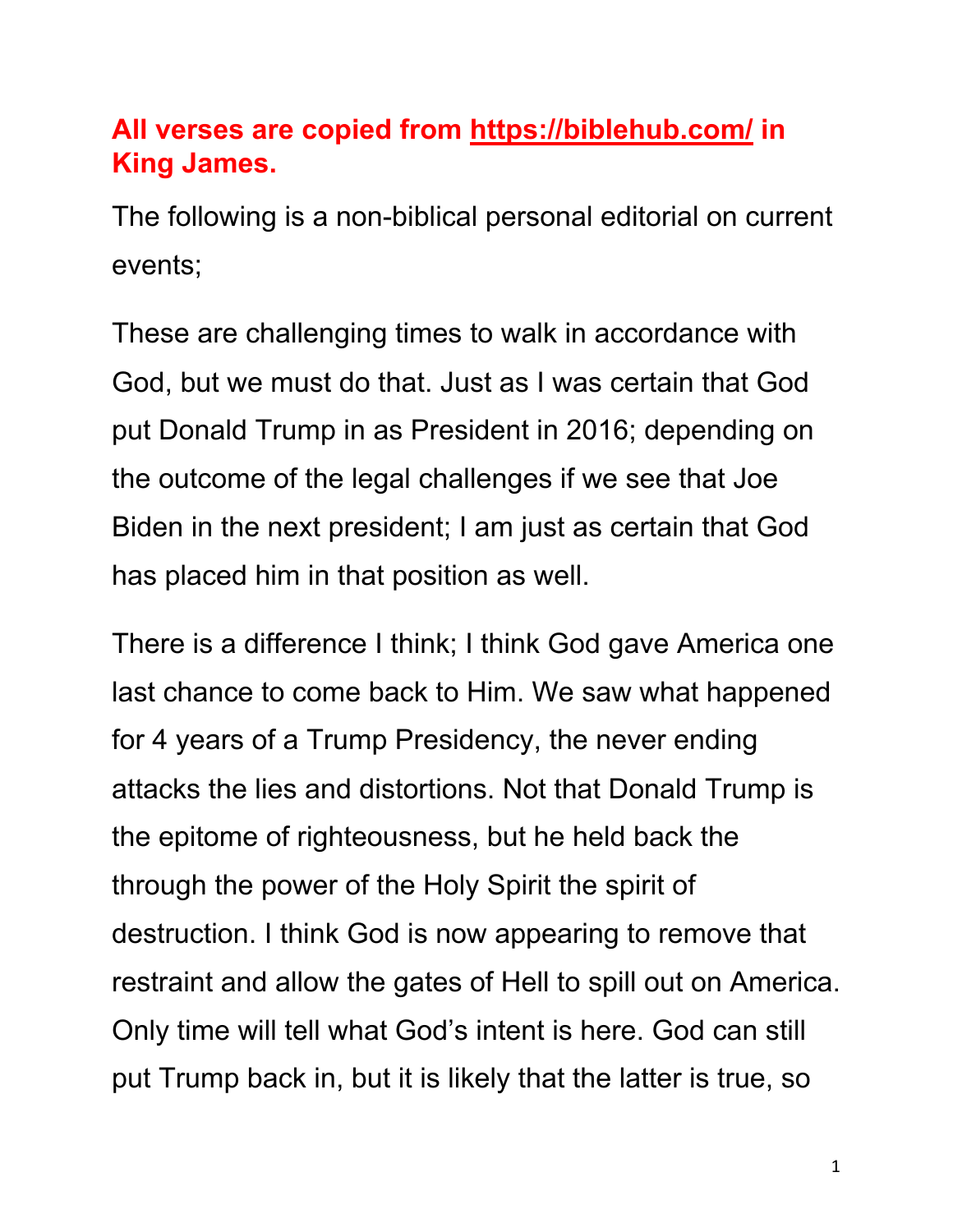**All verses are copied from [https://biblehub.com/](https://biblehub.com/) in King James.**

The following is a non-biblical personal editorial on current events;

These are challenging times to walk in accordance with God, but we must do that. Just as I was certain that God put Donald Trump in as President in 2016; depending on the outcome of the legal challenges if we see that Joe Biden in the next president; I am just as certain that God has placed him in that position as well.

There is a difference I think; I think God gave America one last chance to come back to Him. We saw what happened for 4 years of a Trump Presidency, the never ending attacks the lies and distortions. Not that Donald Trump is the epitome of righteousness, but he held back the through the power of the Holy Spirit the spirit of destruction. I think God is now appearing to remove that restraint and allow the gates of Hell to spill out on America. Only time will tell what God's intent is here. God can still put Trump back in, but it is likely that the latter is true, so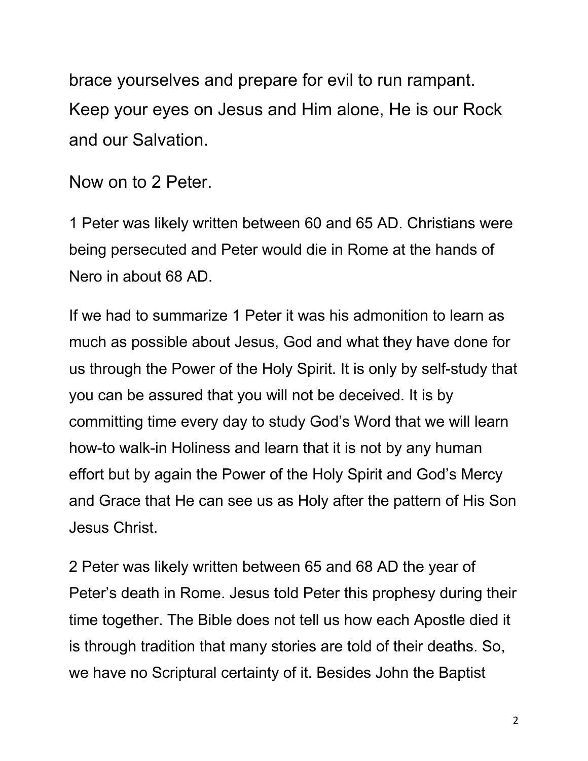brace yourselves and prepare for evil to run rampant. Keep your eyes on Jesus and Him alone, He is our Rock and our Salvation.

Now on to 2 Peter.

1 Peter was likely written between 60 and 65 AD. Christians were being persecuted and Peter would die in Rome at the hands of Nero in about 68 AD.

If we had to summarize 1 Peter it was his admonition to learn as much as possible about Jesus, God and what they have done for us through the Power of the Holy Spirit. It is only by self-study that you can be assured that you will not be deceived. It is by committing time every day to study God's Word that we will learn how-to walk-in Holiness and learn that it is not by any human effort but by again the Power of the Holy Spirit and God's Mercy and Grace that He can see us as Holy after the pattern of His Son Jesus Christ.

2 Peter was likely written between 65 and 68 AD the year of Peter's death in Rome. Jesus told Peter this prophesy during their time together. The Bible does not tell us how each Apostle died it is through tradition that many stories are told of their deaths. So, we have no Scriptural certainty of it. Besides John the Baptist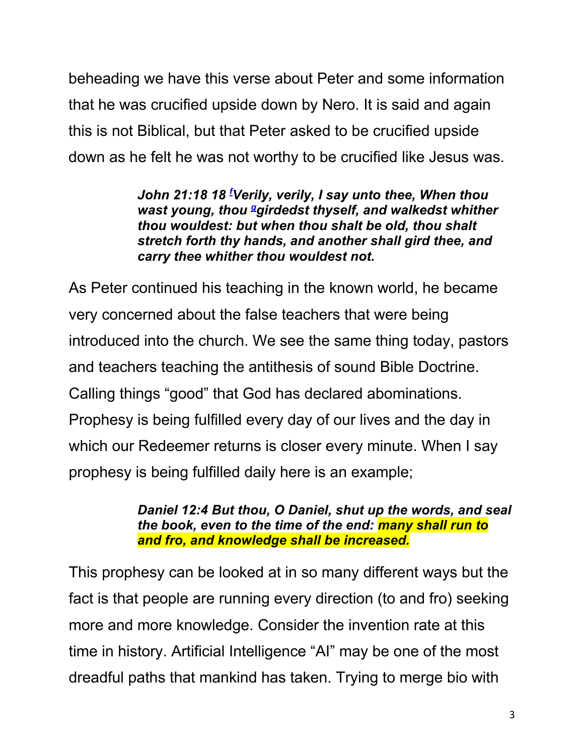beheading we have this verse about Peter and some information that he was crucified upside down by Nero. It is said and again this is not Biblical, but that Peter asked to be crucified upside down as he felt he was not worthy to be crucified like Jesus was.

> ***John 21:18 18 [f]Verily, verily, I say unto thee, When thou wast young, thou [g]girdedst thyself, and walkedst whither thou wouldest: but when thou shalt be old, thou shalt stretch forth thy hands, and another shall gird thee, and carry thee whither thou wouldest not.***

As Peter continued his teaching in the known world, he became very concerned about the false teachers that were being introduced into the church. We see the same thing today, pastors and teachers teaching the antithesis of sound Bible Doctrine. Calling things "good" that God has declared abominations. Prophesy is being fulfilled every day of our lives and the day in which our Redeemer returns is closer every minute. When I say prophesy is being fulfilled daily here is an example;

> ***Daniel 12:4 But thou, O Daniel, shut up the words, and seal the book, even to the time of the end: many shall run to and fro, and knowledge shall be increased.***

This prophesy can be looked at in so many different ways but the fact is that people are running every direction (to and fro) seeking more and more knowledge. Consider the invention rate at this time in history. Artificial Intelligence "AI" may be one of the most dreadful paths that mankind has taken. Trying to merge bio with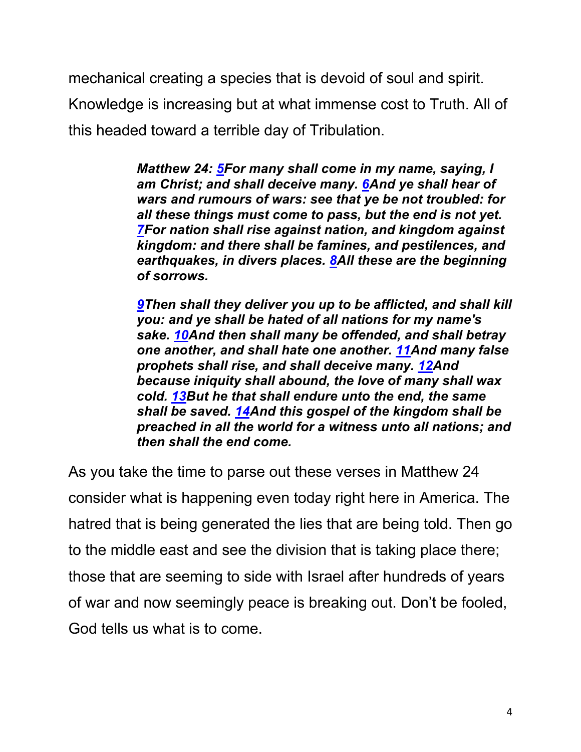mechanical creating a species that is devoid of soul and spirit. Knowledge is increasing but at what immense cost to Truth. All of this headed toward a terrible day of Tribulation.

> ***Matthew 24: 5For many shall come in my name, saying, I am Christ; and shall deceive many. 6And ye shall hear of wars and rumours of wars: see that ye be not troubled: for all these things must come to pass, but the end is not yet. 7For nation shall rise against nation, and kingdom against kingdom: and there shall be famines, and pestilences, and earthquakes, in divers places. 8All these are the beginning of sorrows.***
>
> ***9Then shall they deliver you up to be afflicted, and shall kill you: and ye shall be hated of all nations for my name's sake. 10And then shall many be offended, and shall betray one another, and shall hate one another. 11And many false prophets shall rise, and shall deceive many. 12And because iniquity shall abound, the love of many shall wax cold. 13But he that shall endure unto the end, the same shall be saved. 14And this gospel of the kingdom shall be preached in all the world for a witness unto all nations; and then shall the end come.***

As you take the time to parse out these verses in Matthew 24 consider what is happening even today right here in America. The hatred that is being generated the lies that are being told. Then go to the middle east and see the division that is taking place there; those that are seeming to side with Israel after hundreds of years of war and now seemingly peace is breaking out. Don't be fooled, God tells us what is to come.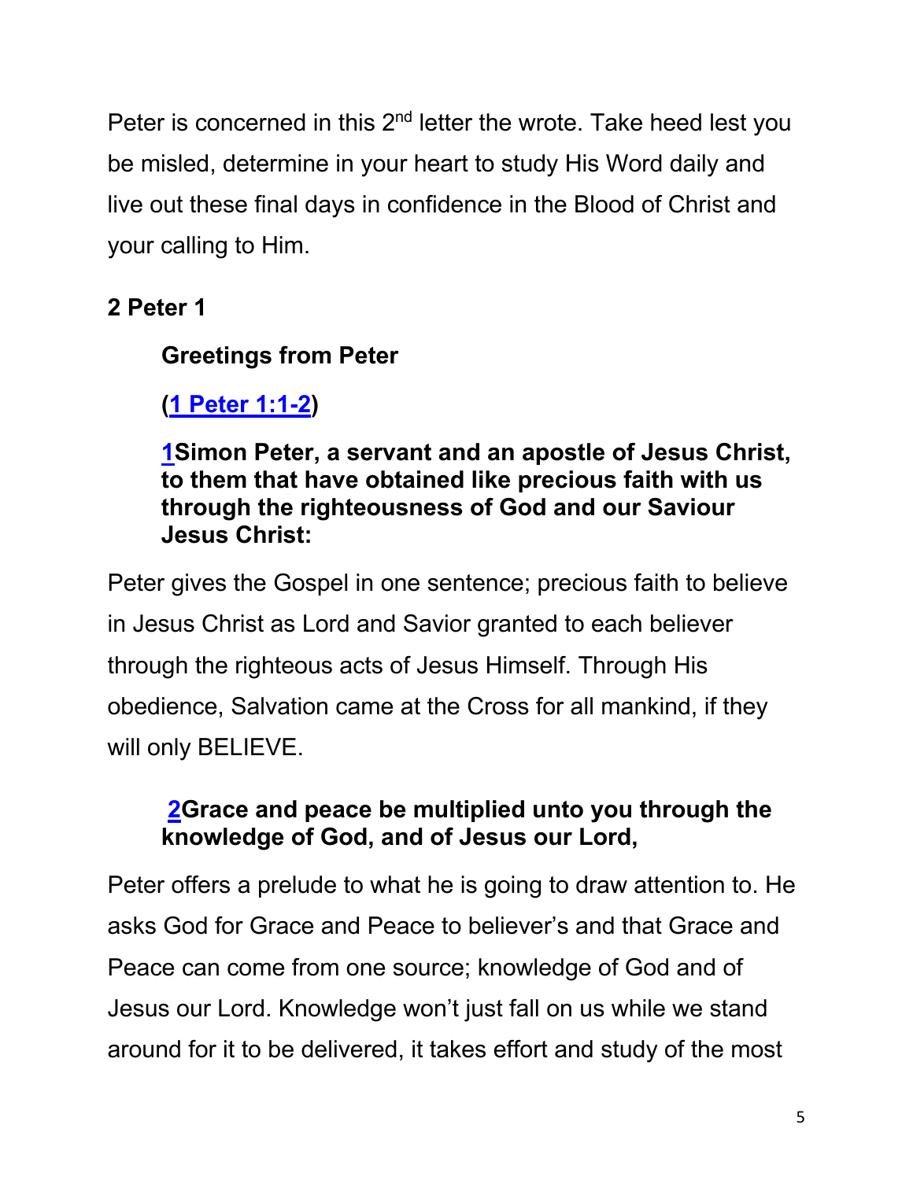Peter is concerned in this 2nd letter the wrote. Take heed lest you be misled, determine in your heart to study His Word daily and live out these final days in confidence in the Blood of Christ and your calling to Him.

## 2 Peter 1

### Greetings from Peter

**([1 Peter 1:1-2](1 Peter 1:1-2))**

**[1](1)Simon Peter, a servant and an apostle of Jesus Christ, to them that have obtained like precious faith with us through the righteousness of God and our Saviour Jesus Christ:**

Peter gives the Gospel in one sentence; precious faith to believe in Jesus Christ as Lord and Savior granted to each believer through the righteous acts of Jesus Himself. Through His obedience, Salvation came at the Cross for all mankind, if they will only BELIEVE.

**[2](2)Grace and peace be multiplied unto you through the knowledge of God, and of Jesus our Lord,**

Peter offers a prelude to what he is going to draw attention to. He asks God for Grace and Peace to believer's and that Grace and Peace can come from one source; knowledge of God and of Jesus our Lord. Knowledge won't just fall on us while we stand around for it to be delivered, it takes effort and study of the most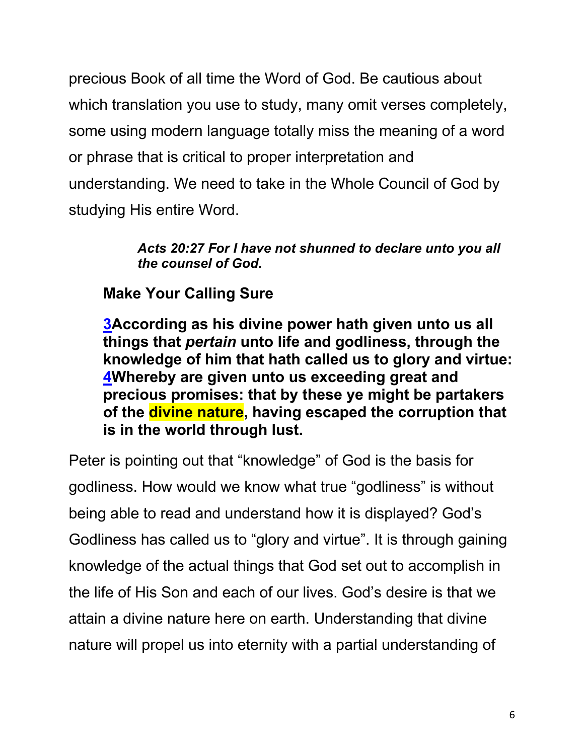precious Book of all time the Word of God. Be cautious about which translation you use to study, many omit verses completely, some using modern language totally miss the meaning of a word or phrase that is critical to proper interpretation and understanding. We need to take in the Whole Council of God by studying His entire Word.

> ***Acts 20:27 For I have not shunned to declare unto you all the counsel of God.***

**Make Your Calling Sure**

**3According as his divine power hath given unto us all things that *pertain* unto life and godliness, through the knowledge of him that hath called us to glory and virtue: 4Whereby are given unto us exceeding great and precious promises: that by these ye might be partakers of the divine nature, having escaped the corruption that is in the world through lust.**

Peter is pointing out that "knowledge" of God is the basis for godliness. How would we know what true "godliness" is without being able to read and understand how it is displayed? God's Godliness has called us to "glory and virtue". It is through gaining knowledge of the actual things that God set out to accomplish in the life of His Son and each of our lives. God's desire is that we attain a divine nature here on earth. Understanding that divine nature will propel us into eternity with a partial understanding of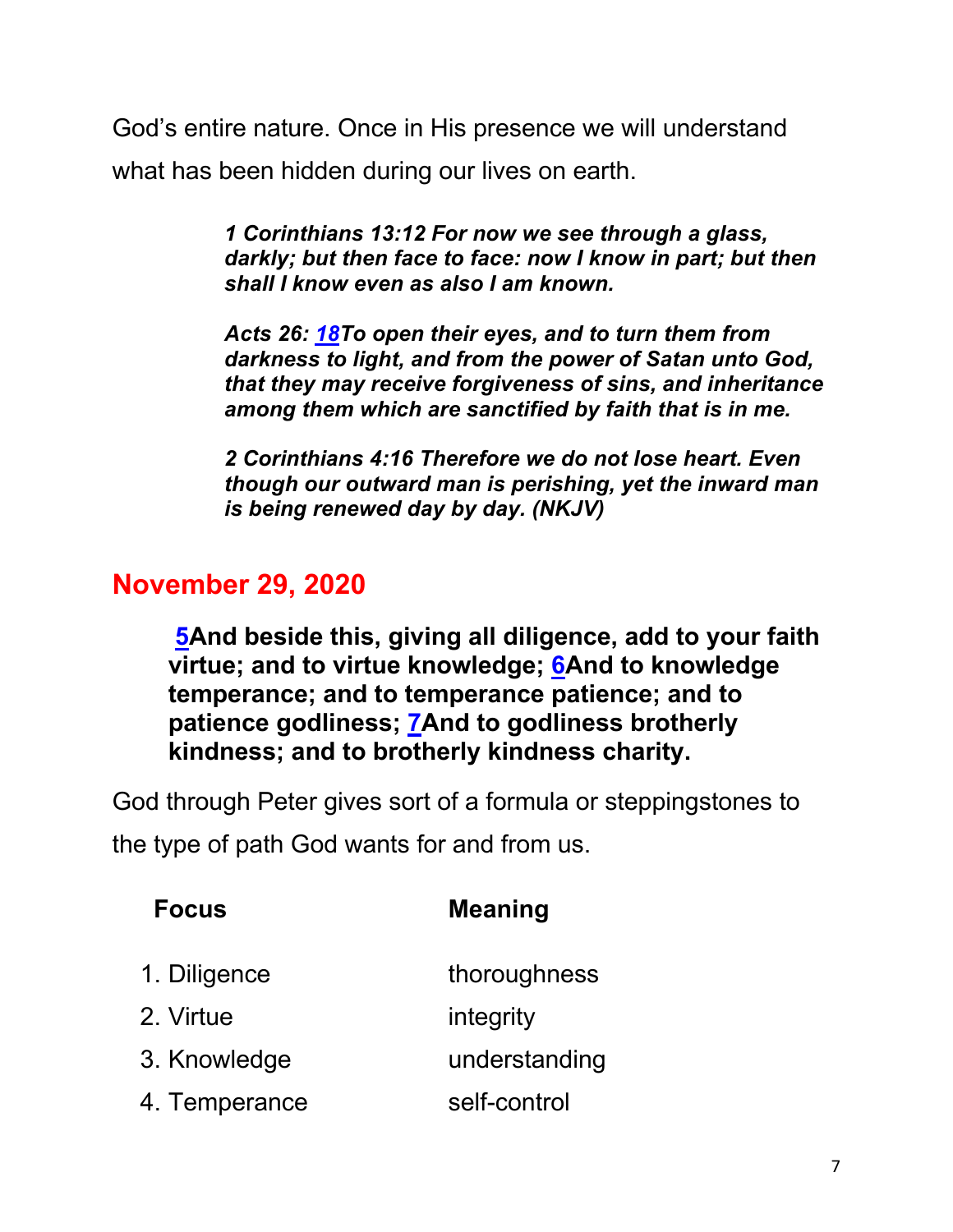God's entire nature. Once in His presence we will understand what has been hidden during our lives on earth.

> ***1 Corinthians 13:12 For now we see through a glass, darkly; but then face to face: now I know in part; but then shall I know even as also I am known.***
>
> ***Acts 26: 18To open their eyes, and to turn them from darkness to light, and from the power of Satan unto God, that they may receive forgiveness of sins, and inheritance among them which are sanctified by faith that is in me.***
>
> ***2 Corinthians 4:16 Therefore we do not lose heart. Even though our outward man is perishing, yet the inward man is being renewed day by day. (NKJV)***

## November 29, 2020

> **5And beside this, giving all diligence, add to your faith virtue; and to virtue knowledge; 6And to knowledge temperance; and to temperance patience; and to patience godliness; 7And to godliness brotherly kindness; and to brotherly kindness charity.**

God through Peter gives sort of a formula or steppingstones to the type of path God wants for and from us.

| Focus | Meaning |
|---|---|
| 1. Diligence | thoroughness |
| 2. Virtue | integrity |
| 3. Knowledge | understanding |
| 4. Temperance | self-control |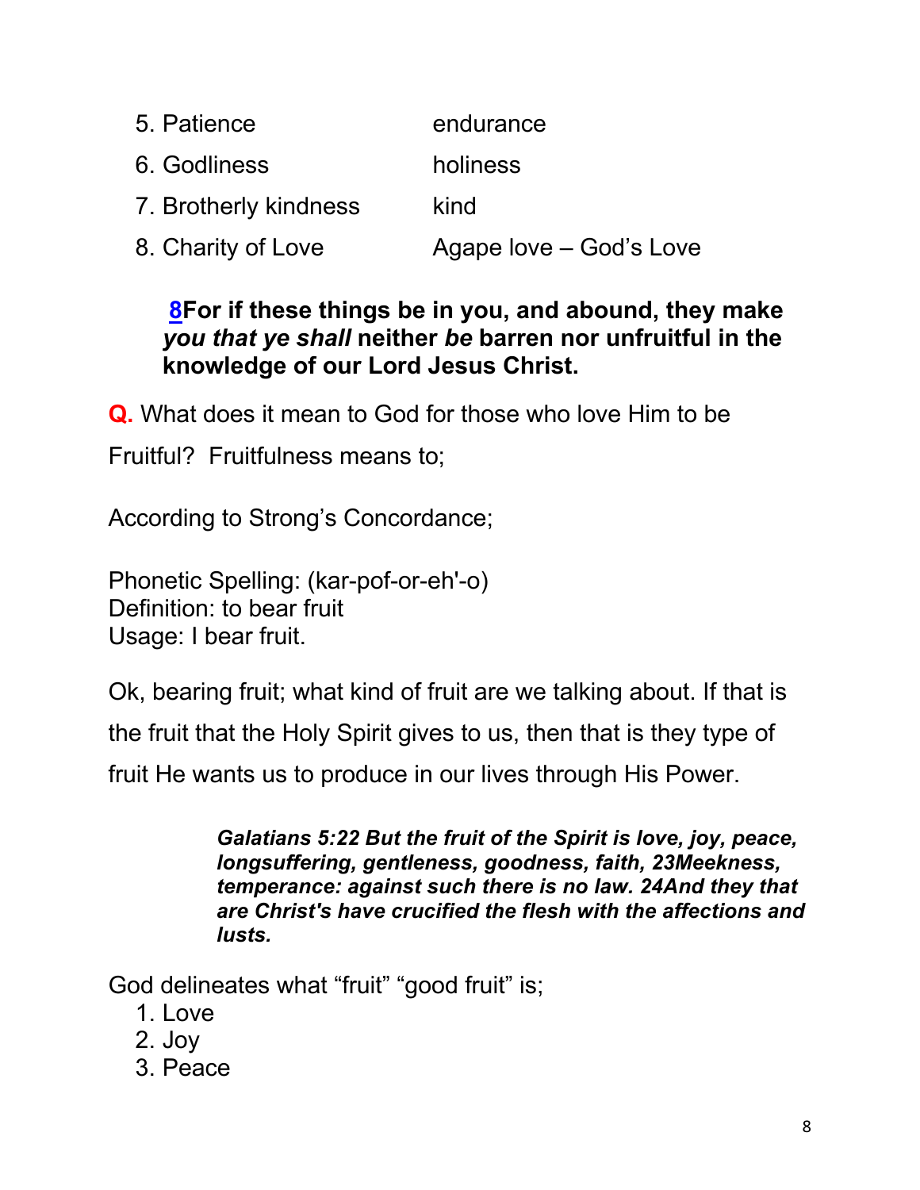| | |
|---|---|
| 5. Patience | endurance |
| 6. Godliness | holiness |
| 7. Brotherly kindness | kind |
| 8. Charity of Love | Agape love – God's Love |

> **8For if these things be in you, and abound, they make *you that ye shall* neither *be* barren nor unfruitful in the knowledge of our Lord Jesus Christ.**

**Q.** What does it mean to God for those who love Him to be Fruitful? Fruitfulness means to;

According to Strong's Concordance;

Phonetic Spelling: (kar-pof-or-eh'-o)
Definition: to bear fruit
Usage: I bear fruit.

Ok, bearing fruit; what kind of fruit are we talking about. If that is the fruit that the Holy Spirit gives to us, then that is they type of fruit He wants us to produce in our lives through His Power.

> ***Galatians 5:22 But the fruit of the Spirit is love, joy, peace, longsuffering, gentleness, goodness, faith, 23Meekness, temperance: against such there is no law. 24And they that are Christ's have crucified the flesh with the affections and lusts.***

God delineates what "fruit" "good fruit" is;

1. Love
2. Joy
3. Peace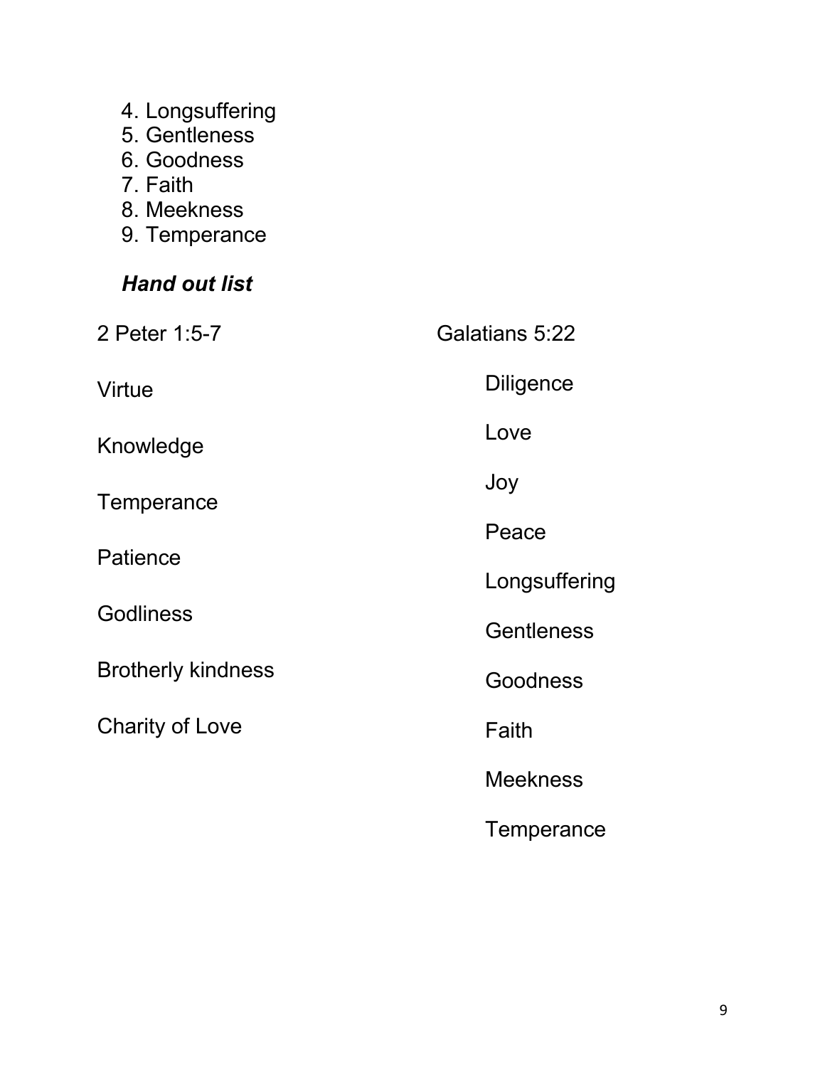4. Longsuffering
5. Gentleness
6. Goodness
7. Faith
8. Meekness
9. Temperance

***Hand out list***

2 Peter 1:5-7

Virtue

Knowledge

Temperance

Patience

Godliness

Brotherly kindness

Charity of Love

Galatians 5:22

Diligence

Love

Joy

Peace

Longsuffering

Gentleness

Goodness

Faith

Meekness

Temperance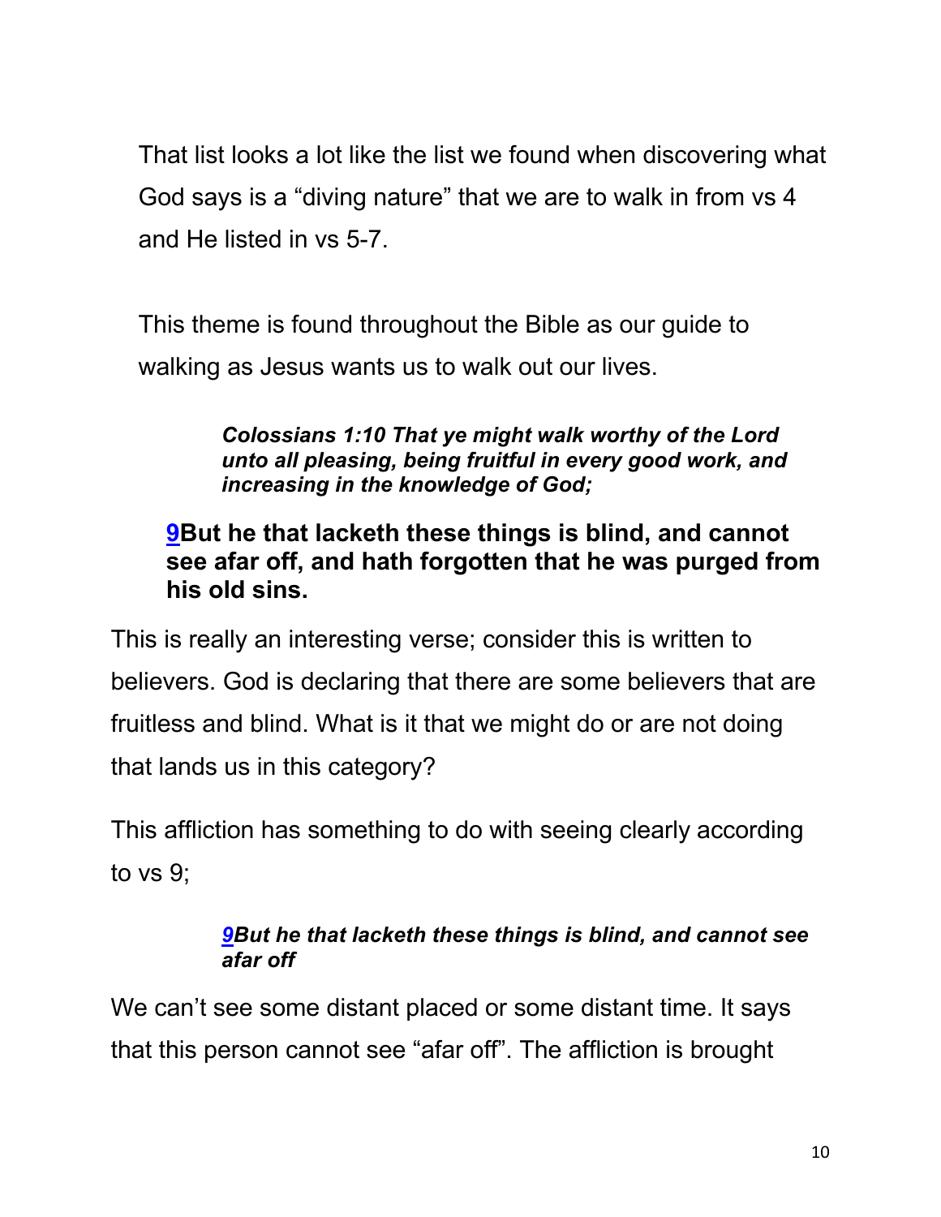That list looks a lot like the list we found when discovering what God says is a "diving nature" that we are to walk in from vs 4 and He listed in vs 5-7.

This theme is found throughout the Bible as our guide to walking as Jesus wants us to walk out our lives.

> ***Colossians 1:10 That ye might walk worthy of the Lord unto all pleasing, being fruitful in every good work, and increasing in the knowledge of God;***

**9But he that lacketh these things is blind, and cannot see afar off, and hath forgotten that he was purged from his old sins.**

This is really an interesting verse; consider this is written to believers. God is declaring that there are some believers that are fruitless and blind. What is it that we might do or are not doing that lands us in this category?

This affliction has something to do with seeing clearly according to vs 9;

> ***9But he that lacketh these things is blind, and cannot see afar off***

We can't see some distant placed or some distant time. It says that this person cannot see "afar off". The affliction is brought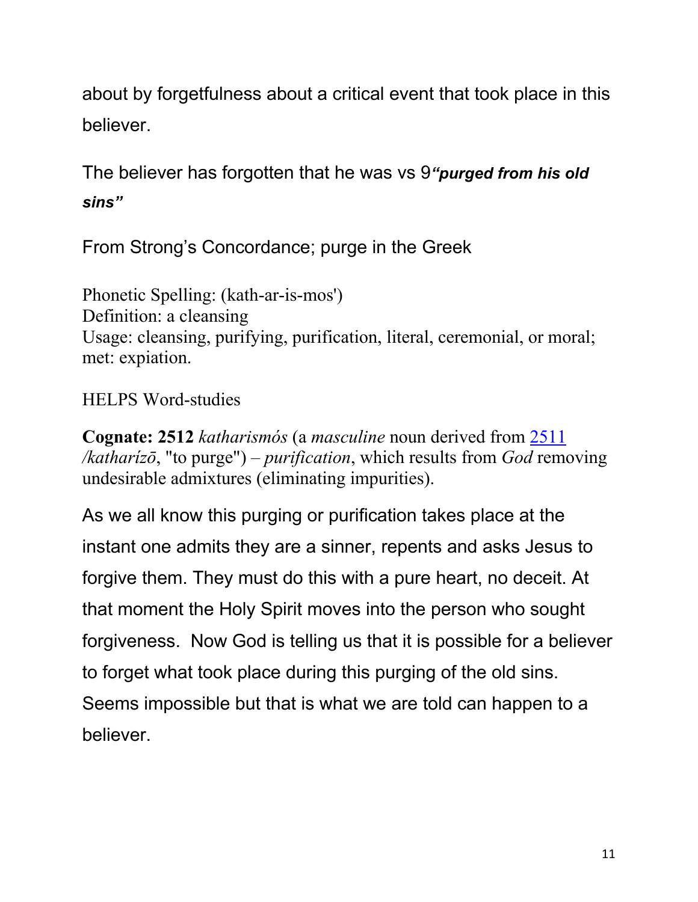about by forgetfulness about a critical event that took place in this believer.

The believer has forgotten that he was vs 9***"purged from his old sins"***

From Strong's Concordance; purge in the Greek

Phonetic Spelling: (kath-ar-is-mos')
Definition: a cleansing
Usage: cleansing, purifying, purification, literal, ceremonial, or moral; met: expiation.

HELPS Word-studies

**Cognate: 2512** *katharismós* (a *masculine* noun derived from [2511](2511) */katharízō*, "to purge") – *purification*, which results from *God* removing undesirable admixtures (eliminating impurities).

As we all know this purging or purification takes place at the instant one admits they are a sinner, repents and asks Jesus to forgive them. They must do this with a pure heart, no deceit. At that moment the Holy Spirit moves into the person who sought forgiveness. Now God is telling us that it is possible for a believer to forget what took place during this purging of the old sins. Seems impossible but that is what we are told can happen to a believer.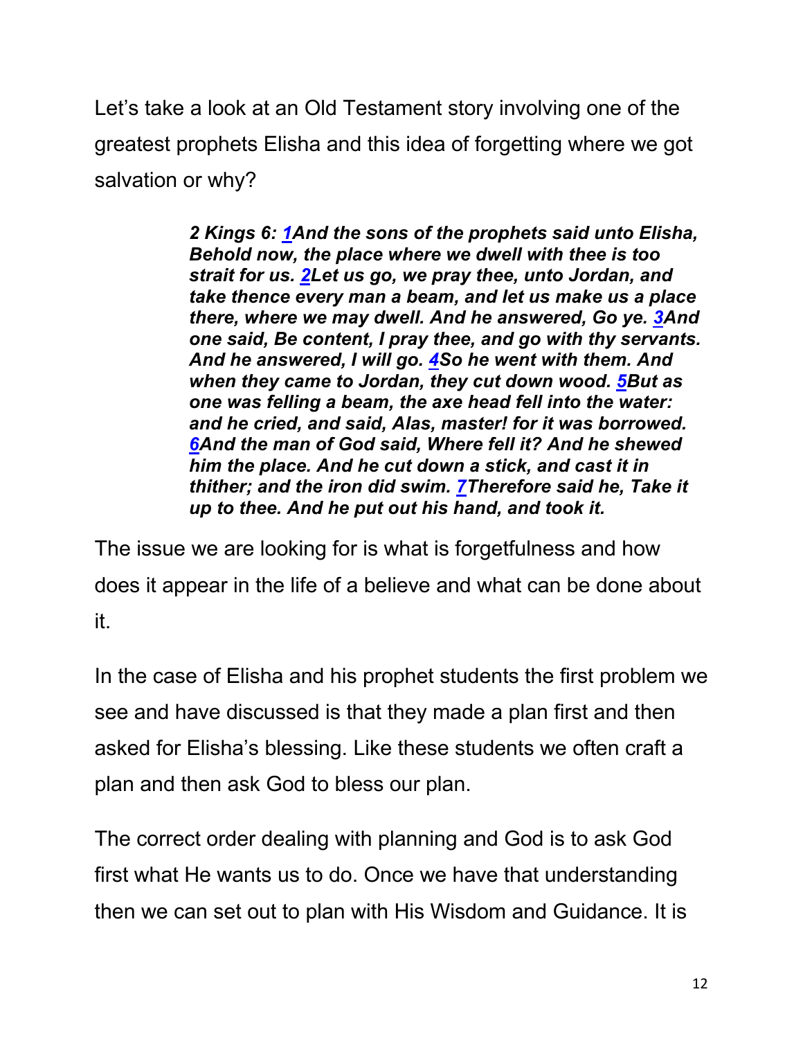Let's take a look at an Old Testament story involving one of the greatest prophets Elisha and this idea of forgetting where we got salvation or why?

> ***2 Kings 6: 1And the sons of the prophets said unto Elisha, Behold now, the place where we dwell with thee is too strait for us. 2Let us go, we pray thee, unto Jordan, and take thence every man a beam, and let us make us a place there, where we may dwell. And he answered, Go ye. 3And one said, Be content, I pray thee, and go with thy servants. And he answered, I will go. 4So he went with them. And when they came to Jordan, they cut down wood. 5But as one was felling a beam, the axe head fell into the water: and he cried, and said, Alas, master! for it was borrowed. 6And the man of God said, Where fell it? And he shewed him the place. And he cut down a stick, and cast it in thither; and the iron did swim. 7Therefore said he, Take it up to thee. And he put out his hand, and took it.***

The issue we are looking for is what is forgetfulness and how does it appear in the life of a believe and what can be done about it.

In the case of Elisha and his prophet students the first problem we see and have discussed is that they made a plan first and then asked for Elisha's blessing. Like these students we often craft a plan and then ask God to bless our plan.

The correct order dealing with planning and God is to ask God first what He wants us to do. Once we have that understanding then we can set out to plan with His Wisdom and Guidance. It is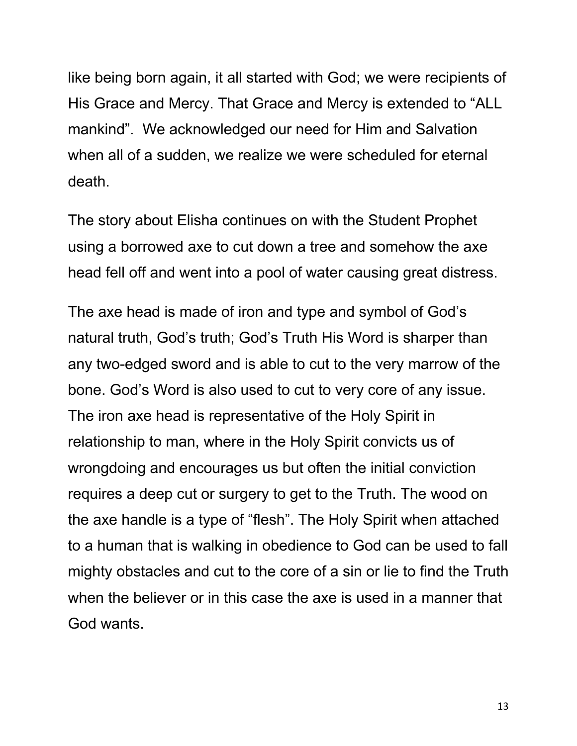like being born again, it all started with God; we were recipients of His Grace and Mercy. That Grace and Mercy is extended to "ALL mankind". We acknowledged our need for Him and Salvation when all of a sudden, we realize we were scheduled for eternal death.

The story about Elisha continues on with the Student Prophet using a borrowed axe to cut down a tree and somehow the axe head fell off and went into a pool of water causing great distress.

The axe head is made of iron and type and symbol of God's natural truth, God's truth; God's Truth His Word is sharper than any two-edged sword and is able to cut to the very marrow of the bone. God's Word is also used to cut to very core of any issue. The iron axe head is representative of the Holy Spirit in relationship to man, where in the Holy Spirit convicts us of wrongdoing and encourages us but often the initial conviction requires a deep cut or surgery to get to the Truth. The wood on the axe handle is a type of "flesh". The Holy Spirit when attached to a human that is walking in obedience to God can be used to fall mighty obstacles and cut to the core of a sin or lie to find the Truth when the believer or in this case the axe is used in a manner that God wants.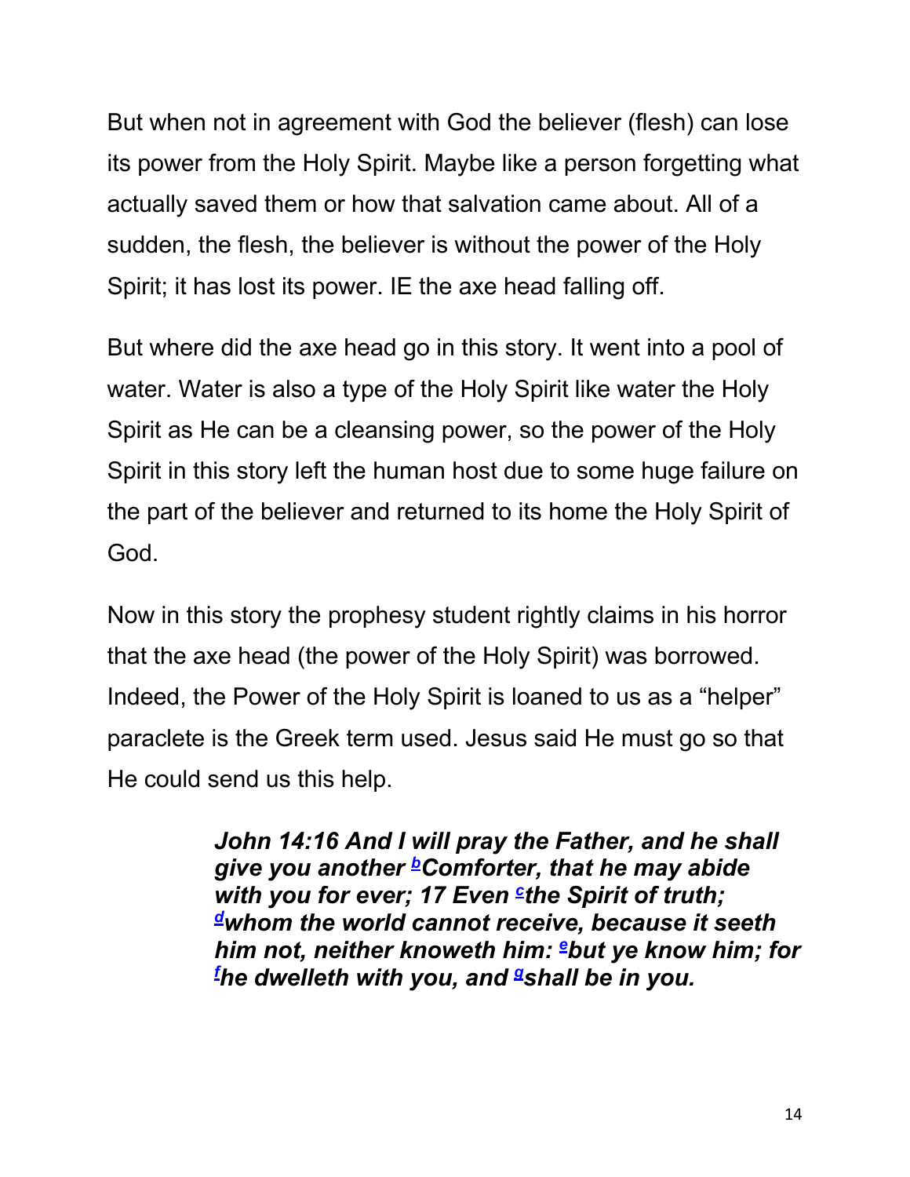But when not in agreement with God the believer (flesh) can lose its power from the Holy Spirit. Maybe like a person forgetting what actually saved them or how that salvation came about. All of a sudden, the flesh, the believer is without the power of the Holy Spirit; it has lost its power. IE the axe head falling off.

But where did the axe head go in this story. It went into a pool of water. Water is also a type of the Holy Spirit like water the Holy Spirit as He can be a cleansing power, so the power of the Holy Spirit in this story left the human host due to some huge failure on the part of the believer and returned to its home the Holy Spirit of God.

Now in this story the prophesy student rightly claims in his horror that the axe head (the power of the Holy Spirit) was borrowed. Indeed, the Power of the Holy Spirit is loaned to us as a "helper" paraclete is the Greek term used. Jesus said He must go so that He could send us this help.

> ***John 14:16 And I will pray the Father, and he shall give you another [b]Comforter, that he may abide with you for ever; 17 Even [c]the Spirit of truth; [d]whom the world cannot receive, because it seeth him not, neither knoweth him: [e]but ye know him; for [f]he dwelleth with you, and [g]shall be in you.***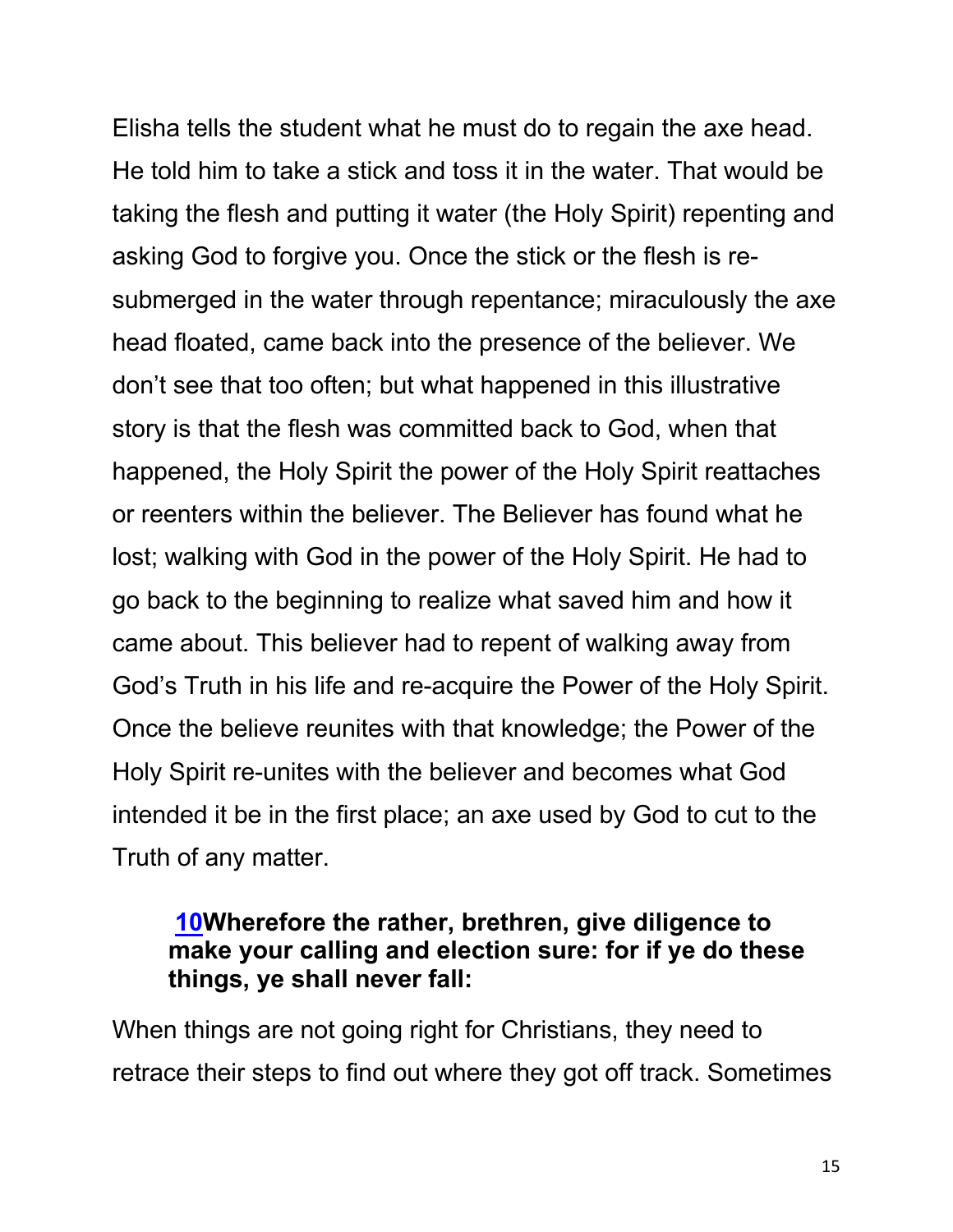Elisha tells the student what he must do to regain the axe head. He told him to take a stick and toss it in the water. That would be taking the flesh and putting it water (the Holy Spirit) repenting and asking God to forgive you. Once the stick or the flesh is re-submerged in the water through repentance; miraculously the axe head floated, came back into the presence of the believer. We don't see that too often; but what happened in this illustrative story is that the flesh was committed back to God, when that happened, the Holy Spirit the power of the Holy Spirit reattaches or reenters within the believer. The Believer has found what he lost; walking with God in the power of the Holy Spirit. He had to go back to the beginning to realize what saved him and how it came about. This believer had to repent of walking away from God's Truth in his life and re-acquire the Power of the Holy Spirit. Once the believe reunites with that knowledge; the Power of the Holy Spirit re-unites with the believer and becomes what God intended it be in the first place; an axe used by God to cut to the Truth of any matter.

> **10Wherefore the rather, brethren, give diligence to make your calling and election sure: for if ye do these things, ye shall never fall:**

When things are not going right for Christians, they need to retrace their steps to find out where they got off track. Sometimes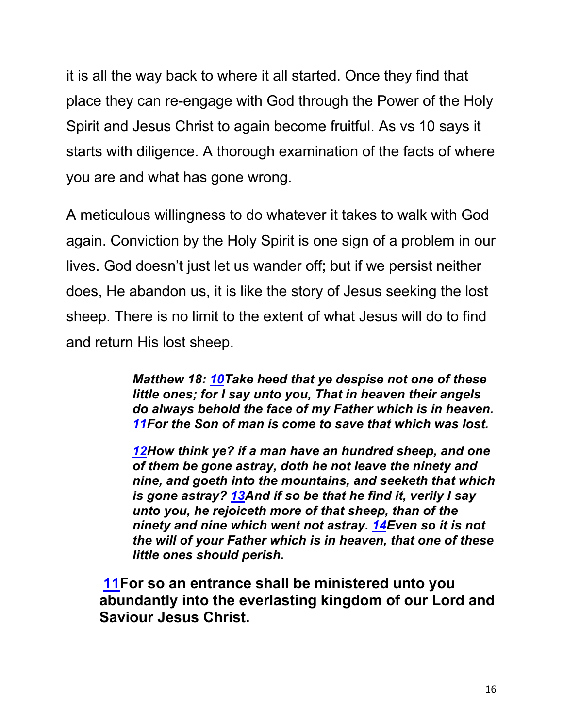it is all the way back to where it all started. Once they find that place they can re-engage with God through the Power of the Holy Spirit and Jesus Christ to again become fruitful. As vs 10 says it starts with diligence. A thorough examination of the facts of where you are and what has gone wrong.

A meticulous willingness to do whatever it takes to walk with God again. Conviction by the Holy Spirit is one sign of a problem in our lives. God doesn't just let us wander off; but if we persist neither does, He abandon us, it is like the story of Jesus seeking the lost sheep. There is no limit to the extent of what Jesus will do to find and return His lost sheep.

> ***Matthew 18: 10Take heed that ye despise not one of these little ones; for I say unto you, That in heaven their angels do always behold the face of my Father which is in heaven. 11For the Son of man is come to save that which was lost.***
>
> ***12How think ye? if a man have an hundred sheep, and one of them be gone astray, doth he not leave the ninety and nine, and goeth into the mountains, and seeketh that which is gone astray? 13And if so be that he find it, verily I say unto you, he rejoiceth more of that sheep, than of the ninety and nine which went not astray. 14Even so it is not the will of your Father which is in heaven, that one of these little ones should perish.***

**11For so an entrance shall be ministered unto you abundantly into the everlasting kingdom of our Lord and Saviour Jesus Christ.**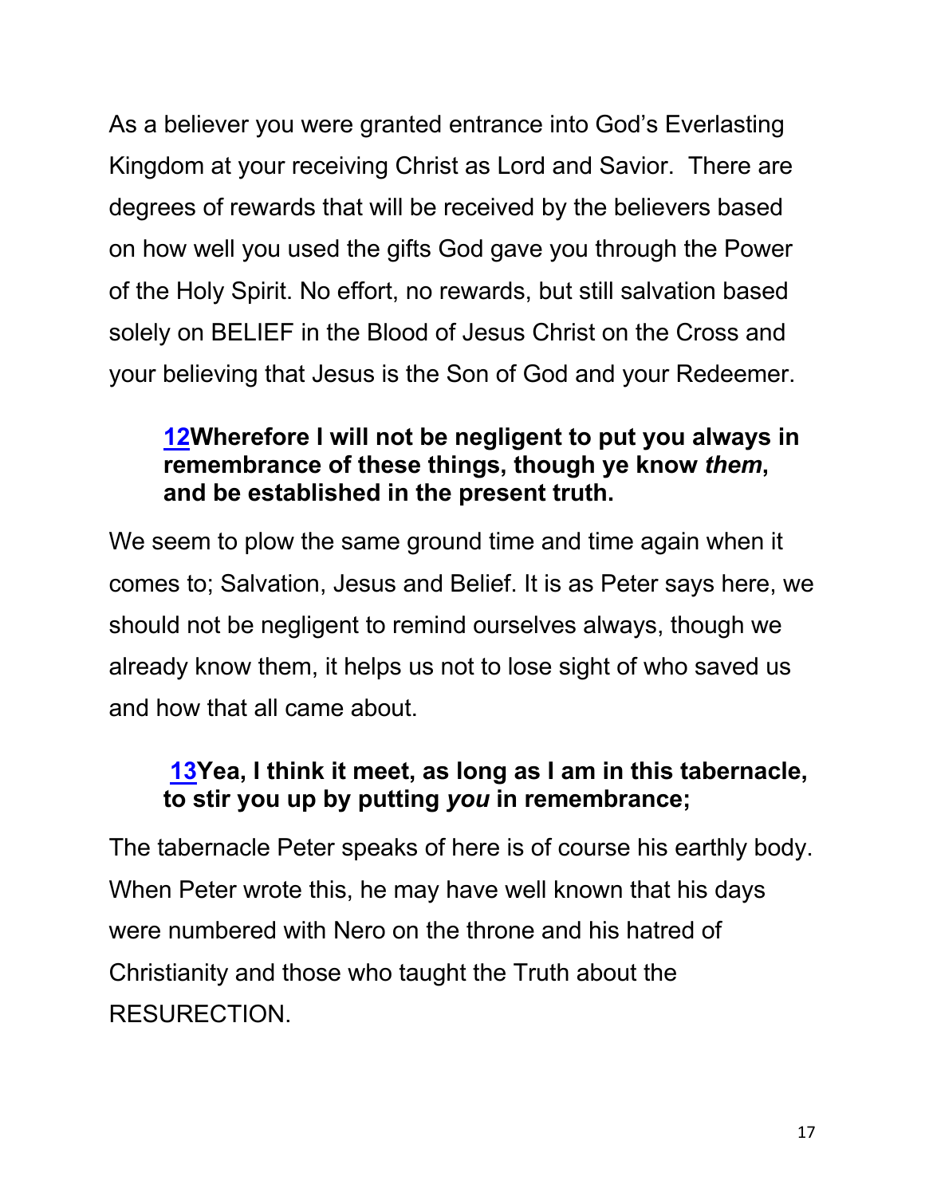As a believer you were granted entrance into God's Everlasting Kingdom at your receiving Christ as Lord and Savior. There are degrees of rewards that will be received by the believers based on how well you used the gifts God gave you through the Power of the Holy Spirit. No effort, no rewards, but still salvation based solely on BELIEF in the Blood of Jesus Christ on the Cross and your believing that Jesus is the Son of God and your Redeemer.

> **12Wherefore I will not be negligent to put you always in remembrance of these things, though ye know *them*, and be established in the present truth.**

We seem to plow the same ground time and time again when it comes to; Salvation, Jesus and Belief. It is as Peter says here, we should not be negligent to remind ourselves always, though we already know them, it helps us not to lose sight of who saved us and how that all came about.

> **13Yea, I think it meet, as long as I am in this tabernacle, to stir you up by putting *you* in remembrance;**

The tabernacle Peter speaks of here is of course his earthly body. When Peter wrote this, he may have well known that his days were numbered with Nero on the throne and his hatred of Christianity and those who taught the Truth about the RESURECTION.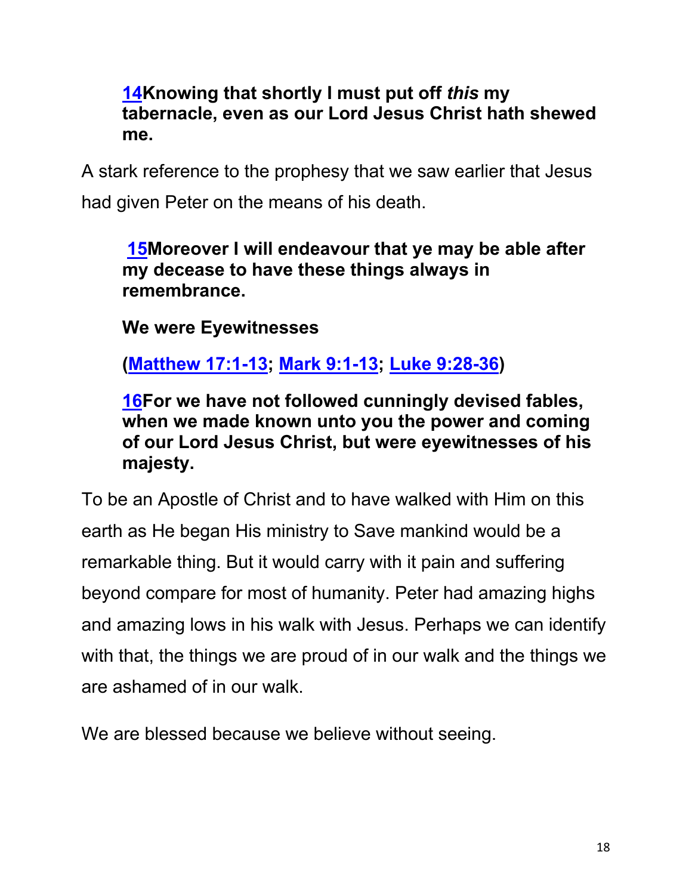**14Knowing that shortly I must put off *this* my tabernacle, even as our Lord Jesus Christ hath shewed me.**

A stark reference to the prophesy that we saw earlier that Jesus had given Peter on the means of his death.

**15Moreover I will endeavour that ye may be able after my decease to have these things always in remembrance.**

**We were Eyewitnesses**

**(Matthew 17:1-13; Mark 9:1-13; Luke 9:28-36)**

**16For we have not followed cunningly devised fables, when we made known unto you the power and coming of our Lord Jesus Christ, but were eyewitnesses of his majesty.**

To be an Apostle of Christ and to have walked with Him on this earth as He began His ministry to Save mankind would be a remarkable thing. But it would carry with it pain and suffering beyond compare for most of humanity. Peter had amazing highs and amazing lows in his walk with Jesus. Perhaps we can identify with that, the things we are proud of in our walk and the things we are ashamed of in our walk.

We are blessed because we believe without seeing.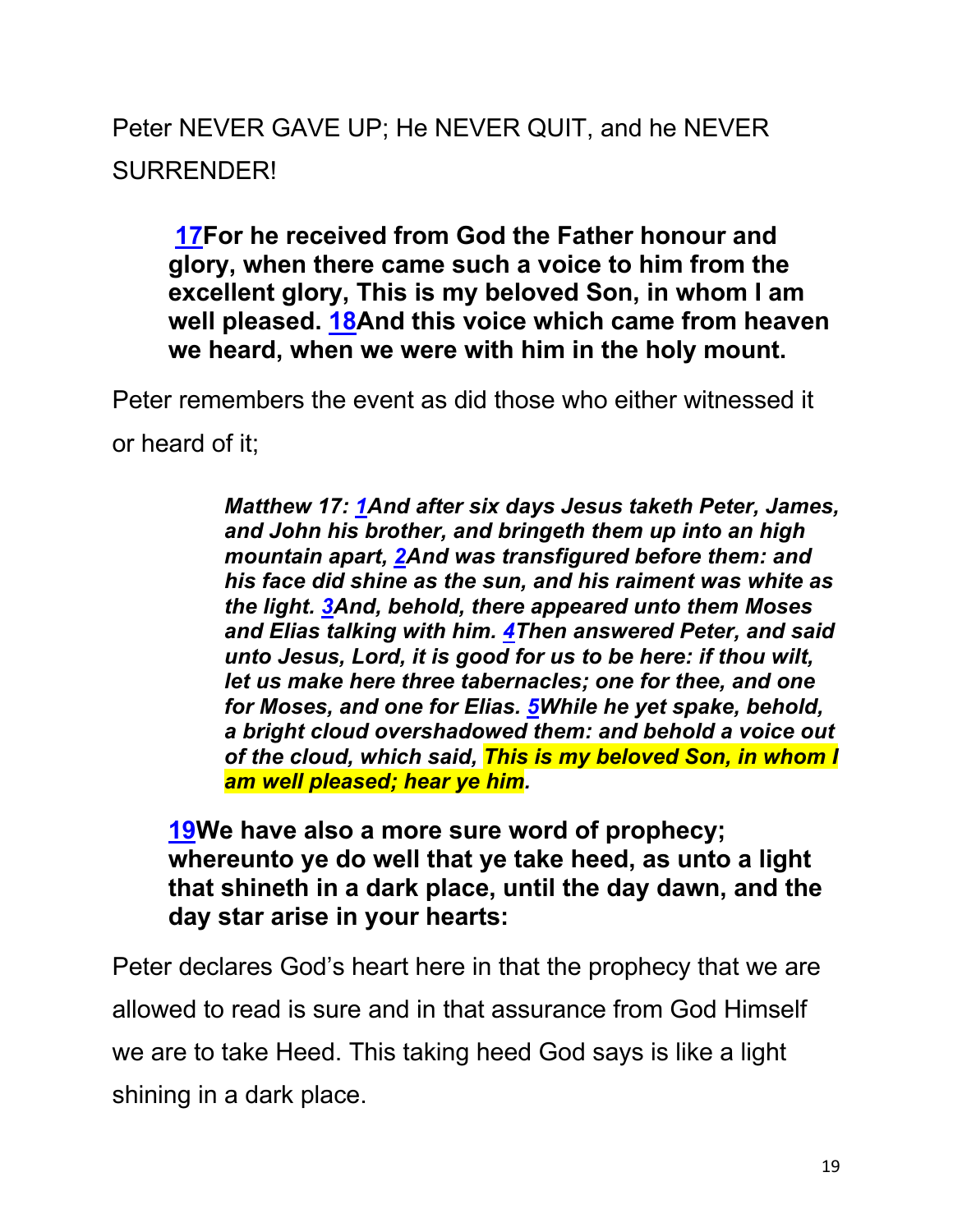Peter NEVER GAVE UP; He NEVER QUIT, and he NEVER SURRENDER!

> **17For he received from God the Father honour and glory, when there came such a voice to him from the excellent glory, This is my beloved Son, in whom I am well pleased. 18And this voice which came from heaven we heard, when we were with him in the holy mount.**

Peter remembers the event as did those who either witnessed it or heard of it;

> ***Matthew 17: 1And after six days Jesus taketh Peter, James, and John his brother, and bringeth them up into an high mountain apart, 2And was transfigured before them: and his face did shine as the sun, and his raiment was white as the light. 3And, behold, there appeared unto them Moses and Elias talking with him. 4Then answered Peter, and said unto Jesus, Lord, it is good for us to be here: if thou wilt, let us make here three tabernacles; one for thee, and one for Moses, and one for Elias. 5While he yet spake, behold, a bright cloud overshadowed them: and behold a voice out of the cloud, which said, This is my beloved Son, in whom I am well pleased; hear ye him.***

> **19We have also a more sure word of prophecy; whereunto ye do well that ye take heed, as unto a light that shineth in a dark place, until the day dawn, and the day star arise in your hearts:**

Peter declares God's heart here in that the prophecy that we are allowed to read is sure and in that assurance from God Himself we are to take Heed. This taking heed God says is like a light shining in a dark place.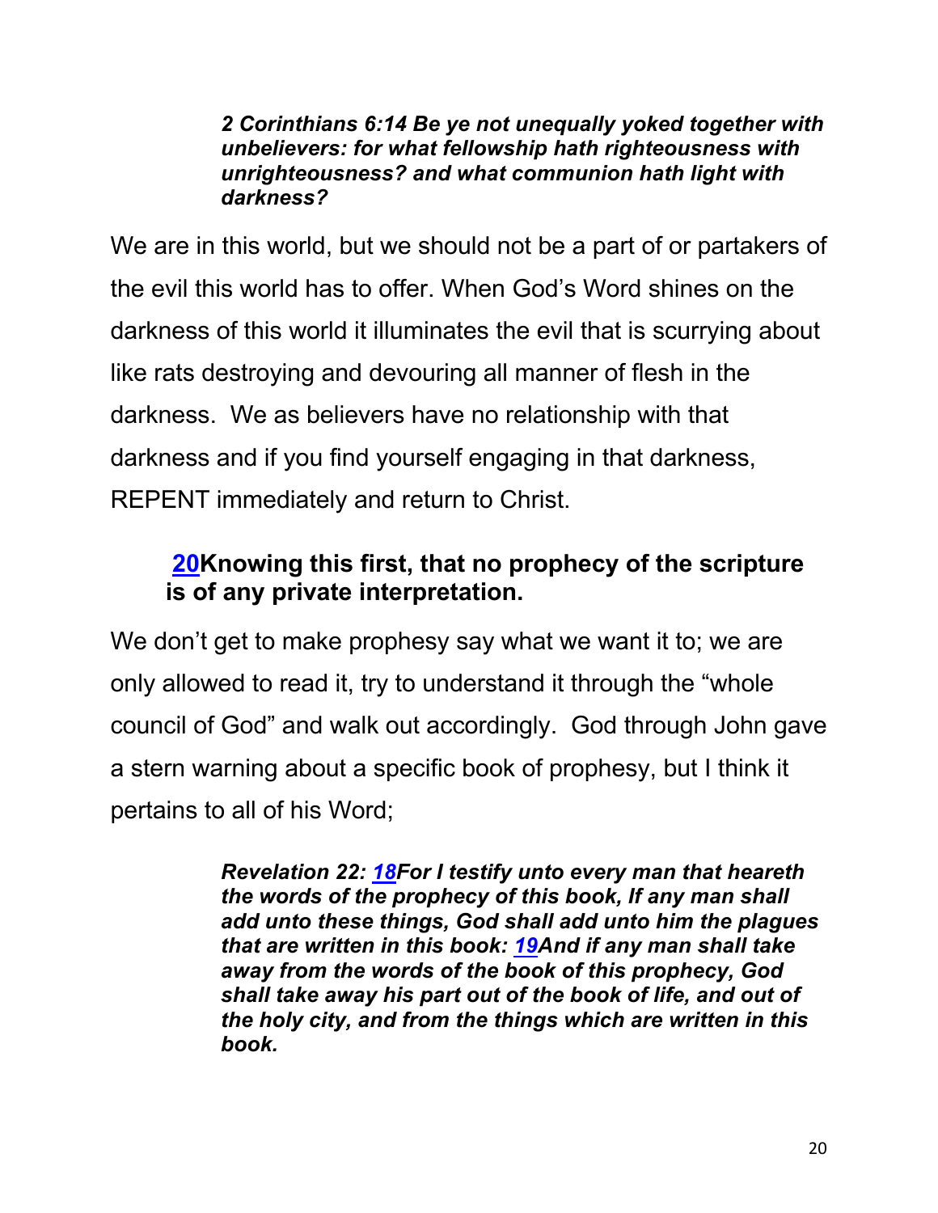***2 Corinthians 6:14 Be ye not unequally yoked together with unbelievers: for what fellowship hath righteousness with unrighteousness? and what communion hath light with darkness?***

We are in this world, but we should not be a part of or partakers of the evil this world has to offer. When God's Word shines on the darkness of this world it illuminates the evil that is scurrying about like rats destroying and devouring all manner of flesh in the darkness. We as believers have no relationship with that darkness and if you find yourself engaging in that darkness, REPENT immediately and return to Christ.

**20Knowing this first, that no prophecy of the scripture is of any private interpretation.**

We don't get to make prophesy say what we want it to; we are only allowed to read it, try to understand it through the "whole council of God" and walk out accordingly. God through John gave a stern warning about a specific book of prophesy, but I think it pertains to all of his Word;

***Revelation 22: 18For I testify unto every man that heareth the words of the prophecy of this book, If any man shall add unto these things, God shall add unto him the plagues that are written in this book: 19And if any man shall take away from the words of the book of this prophecy, God shall take away his part out of the book of life, and out of the holy city, and from the things which are written in this book.***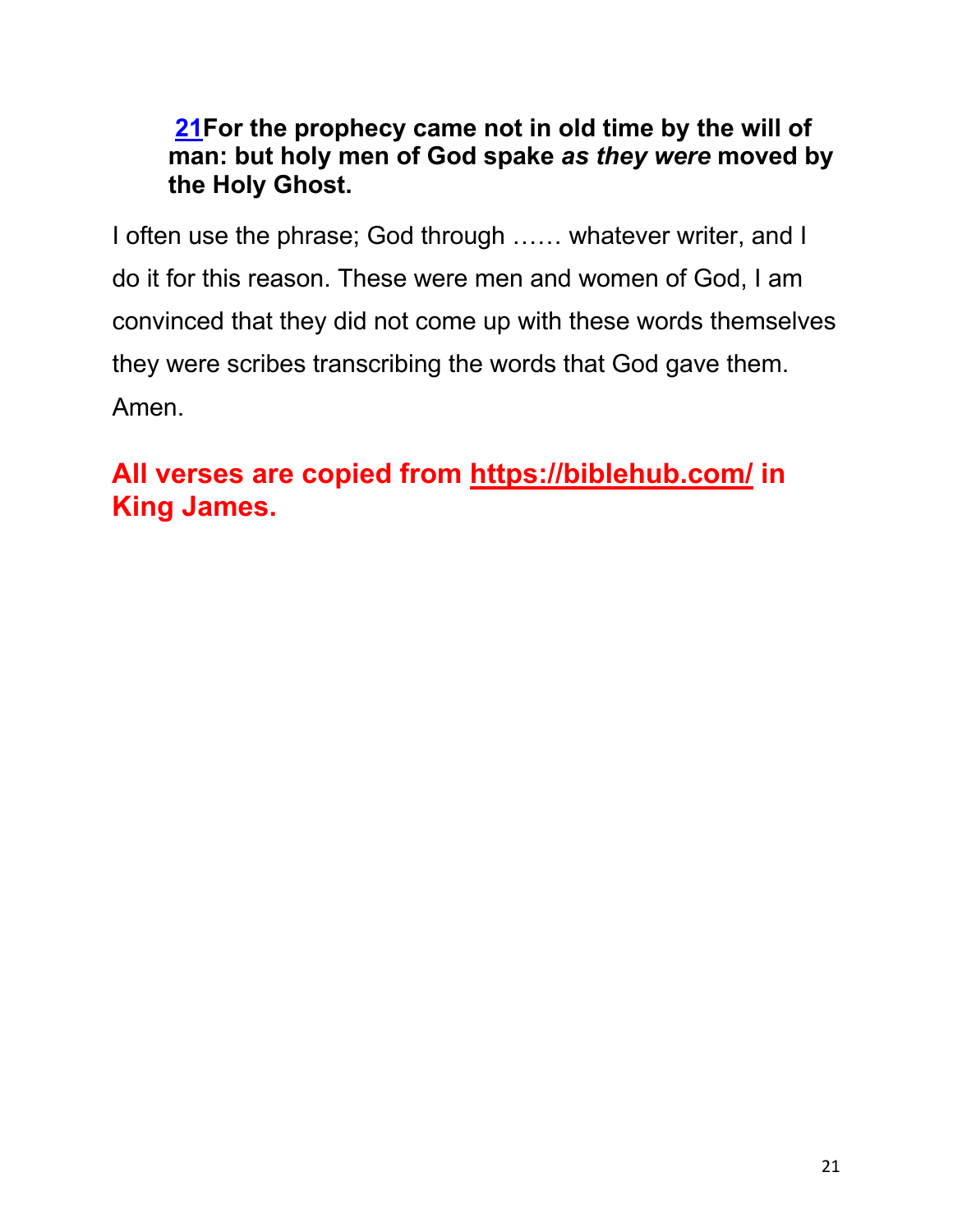**[21](#)For the prophecy came not in old time by the will of man: but holy men of God spake *as they were* moved by the Holy Ghost.**

I often use the phrase; God through …… whatever writer, and I do it for this reason. These were men and women of God, I am convinced that they did not come up with these words themselves they were scribes transcribing the words that God gave them. Amen.

**All verses are copied from [https://biblehub.com/](https://biblehub.com/) in King James.**